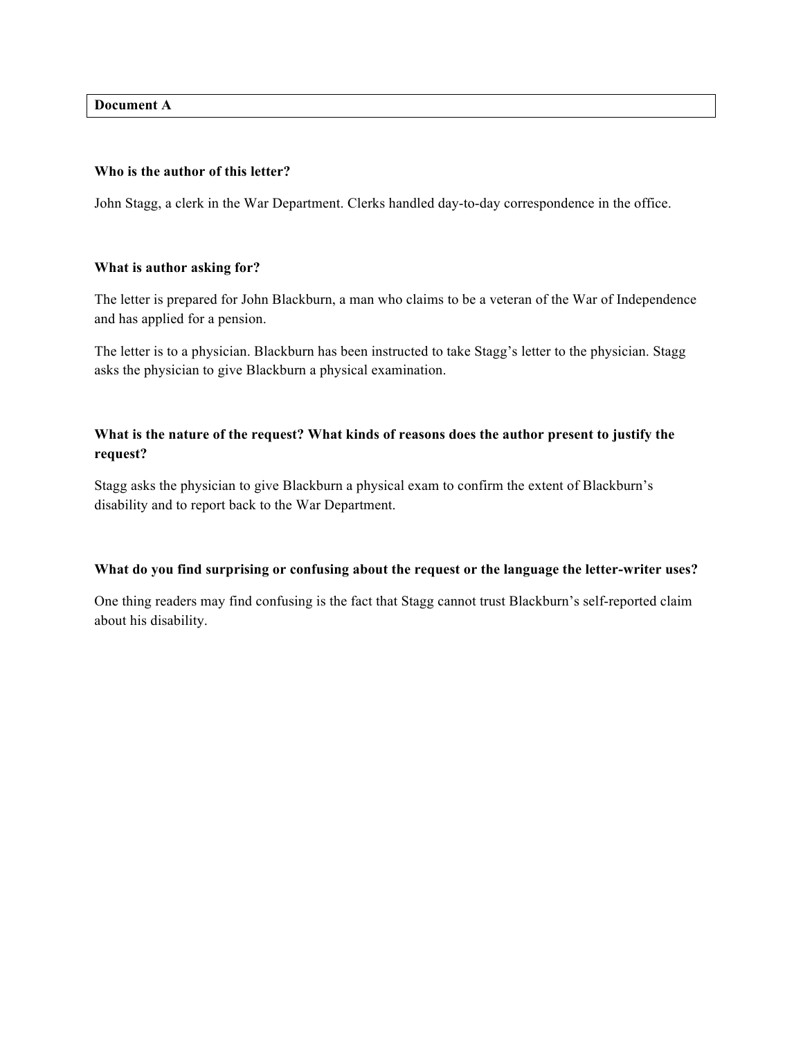## Document A

**Who is the author of this letter?**

John Stagg, a clerk in the War Department. Clerks handled day-to-day correspondence in the office.

**What is author asking for?**

The letter is prepared for John Blackburn, a man who claims to be a veteran of the War of Independence and has applied for a pension.

The letter is to a physician. Blackburn has been instructed to take Stagg's letter to the physician. Stagg asks the physician to give Blackburn a physical examination.

**What is the nature of the request? What kinds of reasons does the author present to justify the request?**

Stagg asks the physician to give Blackburn a physical exam to confirm the extent of Blackburn's disability and to report back to the War Department.

**What do you find surprising or confusing about the request or the language the letter-writer uses?**

One thing readers may find confusing is the fact that Stagg cannot trust Blackburn's self-reported claim about his disability.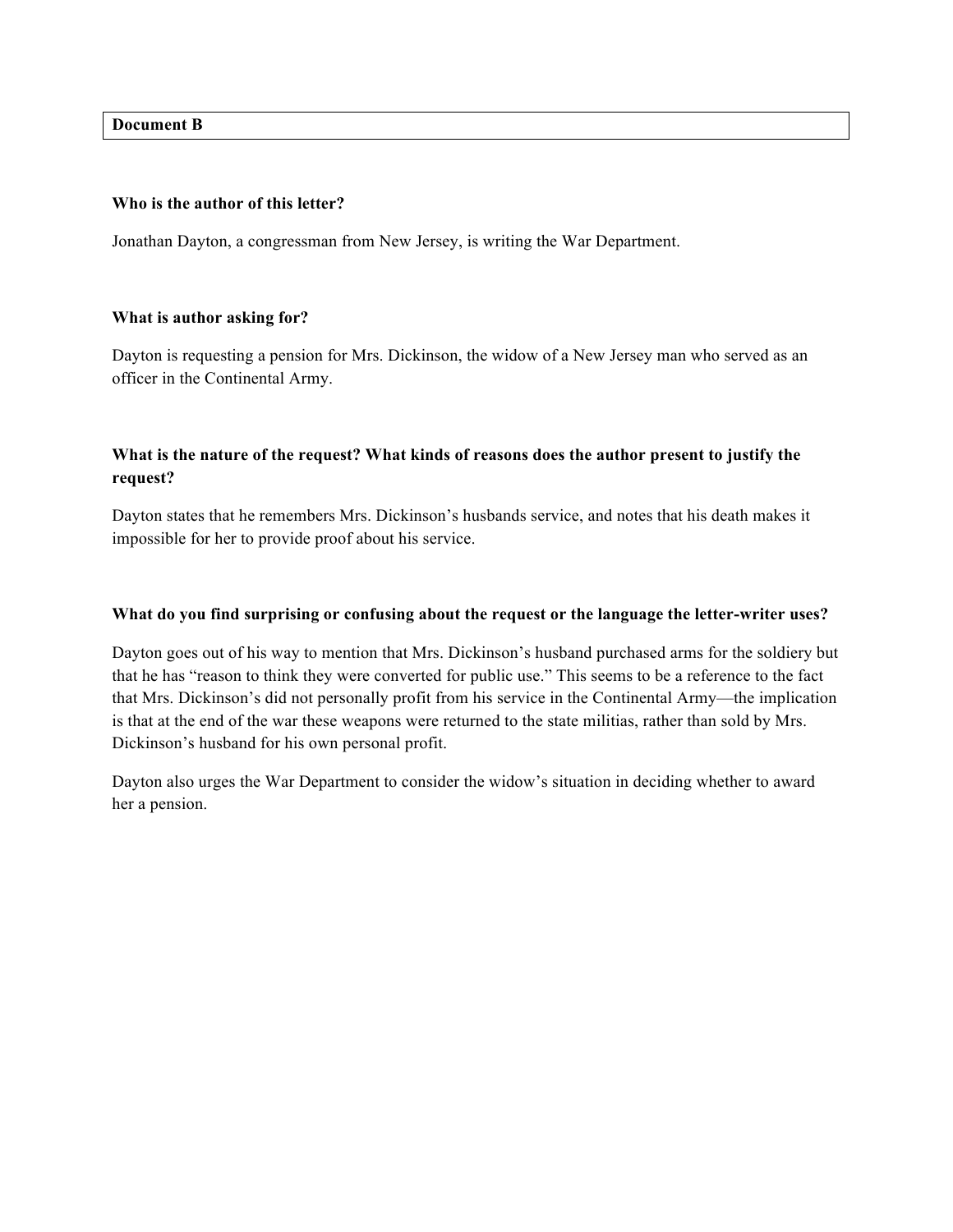**Document B**

**Who is the author of this letter?**

Jonathan Dayton, a congressman from New Jersey, is writing the War Department.

**What is author asking for?**

Dayton is requesting a pension for Mrs. Dickinson, the widow of a New Jersey man who served as an officer in the Continental Army.

**What is the nature of the request? What kinds of reasons does the author present to justify the request?**

Dayton states that he remembers Mrs. Dickinson's husbands service, and notes that his death makes it impossible for her to provide proof about his service.

**What do you find surprising or confusing about the request or the language the letter-writer uses?**

Dayton goes out of his way to mention that Mrs. Dickinson's husband purchased arms for the soldiery but that he has "reason to think they were converted for public use." This seems to be a reference to the fact that Mrs. Dickinson's did not personally profit from his service in the Continental Army—the implication is that at the end of the war these weapons were returned to the state militias, rather than sold by Mrs. Dickinson's husband for his own personal profit.

Dayton also urges the War Department to consider the widow's situation in deciding whether to award her a pension.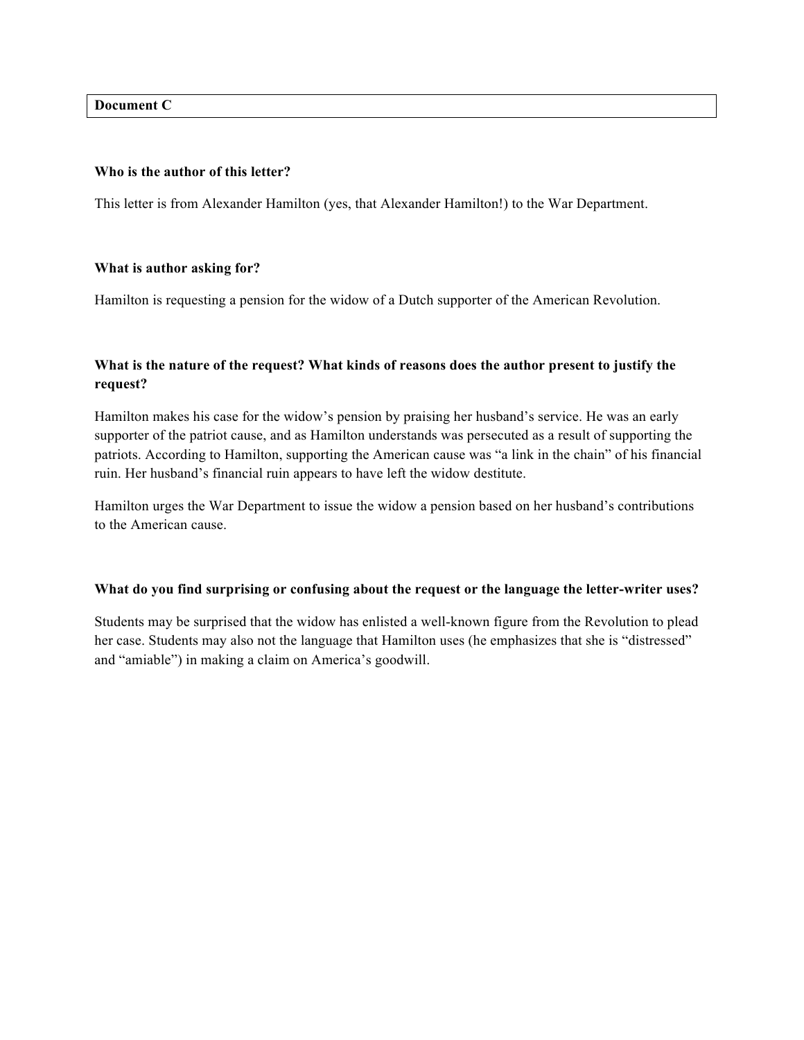**Document C**

**Who is the author of this letter?**

This letter is from Alexander Hamilton (yes, that Alexander Hamilton!) to the War Department.

**What is author asking for?**

Hamilton is requesting a pension for the widow of a Dutch supporter of the American Revolution.

**What is the nature of the request? What kinds of reasons does the author present to justify the request?**

Hamilton makes his case for the widow's pension by praising her husband's service. He was an early supporter of the patriot cause, and as Hamilton understands was persecuted as a result of supporting the patriots. According to Hamilton, supporting the American cause was "a link in the chain" of his financial ruin. Her husband's financial ruin appears to have left the widow destitute.

Hamilton urges the War Department to issue the widow a pension based on her husband's contributions to the American cause.

**What do you find surprising or confusing about the request or the language the letter-writer uses?**

Students may be surprised that the widow has enlisted a well-known figure from the Revolution to plead her case. Students may also not the language that Hamilton uses (he emphasizes that she is "distressed" and "amiable") in making a claim on America's goodwill.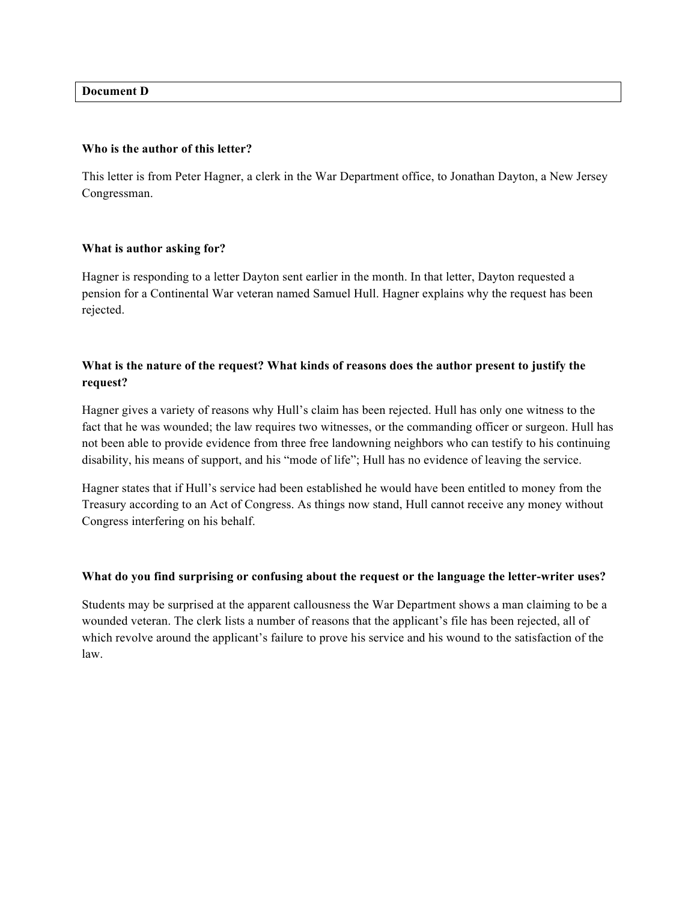**Document D**

**Who is the author of this letter?**

This letter is from Peter Hagner, a clerk in the War Department office, to Jonathan Dayton, a New Jersey Congressman.

**What is author asking for?**

Hagner is responding to a letter Dayton sent earlier in the month. In that letter, Dayton requested a pension for a Continental War veteran named Samuel Hull. Hagner explains why the request has been rejected.

**What is the nature of the request? What kinds of reasons does the author present to justify the request?**

Hagner gives a variety of reasons why Hull's claim has been rejected. Hull has only one witness to the fact that he was wounded; the law requires two witnesses, or the commanding officer or surgeon. Hull has not been able to provide evidence from three free landowning neighbors who can testify to his continuing disability, his means of support, and his "mode of life"; Hull has no evidence of leaving the service.

Hagner states that if Hull's service had been established he would have been entitled to money from the Treasury according to an Act of Congress. As things now stand, Hull cannot receive any money without Congress interfering on his behalf.

**What do you find surprising or confusing about the request or the language the letter-writer uses?**

Students may be surprised at the apparent callousness the War Department shows a man claiming to be a wounded veteran. The clerk lists a number of reasons that the applicant's file has been rejected, all of which revolve around the applicant's failure to prove his service and his wound to the satisfaction of the law.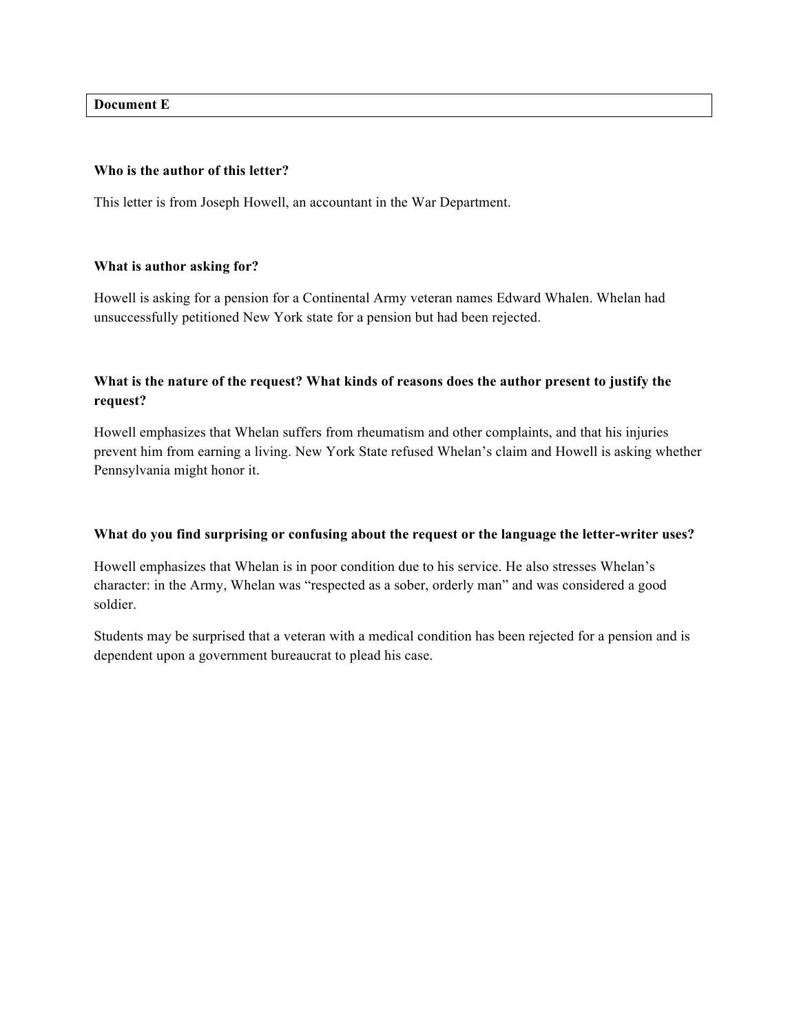**Document E**

**Who is the author of this letter?**

This letter is from Joseph Howell, an accountant in the War Department.

**What is author asking for?**

Howell is asking for a pension for a Continental Army veteran names Edward Whalen. Whelan had unsuccessfully petitioned New York state for a pension but had been rejected.

**What is the nature of the request? What kinds of reasons does the author present to justify the request?**

Howell emphasizes that Whelan suffers from rheumatism and other complaints, and that his injuries prevent him from earning a living. New York State refused Whelan's claim and Howell is asking whether Pennsylvania might honor it.

**What do you find surprising or confusing about the request or the language the letter-writer uses?**

Howell emphasizes that Whelan is in poor condition due to his service. He also stresses Whelan's character: in the Army, Whelan was "respected as a sober, orderly man" and was considered a good soldier.

Students may be surprised that a veteran with a medical condition has been rejected for a pension and is dependent upon a government bureaucrat to plead his case.